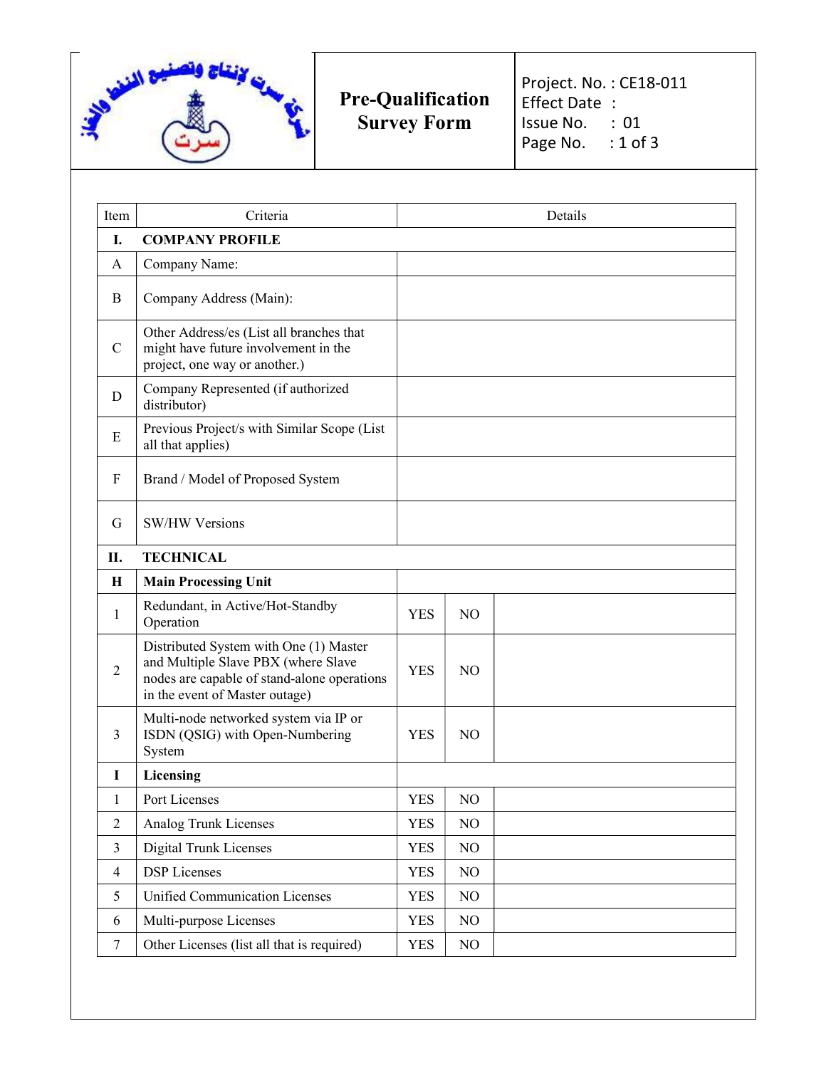| | Pre-Qualification Survey Form | Project. No. : CE18-011<br>Effect Date :<br>Issue No. : 01 |
|---|---|---|

| Item | Criteria | Details | | |
|---|---|---|---|---|
| **I.** | **COMPANY PROFILE** | | | |
| A | Company Name: | | | |
| B | Company Address (Main): | | | |
| C | Other Address/es (List all branches that might have future involvement in the project, one way or another.) | | | |
| D | Company Represented (if authorized distributor) | | | |
| E | Previous Project/s with Similar Scope (List all that applies) | | | |
| F | Brand / Model of Proposed System | | | |
| G | SW/HW Versions | | | |
| **II.** | **TECHNICAL** | | | |
| **H** | **Main Processing Unit** | | | |
| 1 | Redundant, in Active/Hot-Standby Operation | YES | NO | |
| 2 | Distributed System with One (1) Master and Multiple Slave PBX (where Slave nodes are capable of stand-alone operations in the event of Master outage) | YES | NO | |
| 3 | Multi-node networked system via IP or ISDN (QSIG) with Open-Numbering System | YES | NO | |
| **I** | **Licensing** | | | |
| 1 | Port Licenses | YES | NO | |
| 2 | Analog Trunk Licenses | YES | NO | |
| 3 | Digital Trunk Licenses | YES | NO | |
| 4 | DSP Licenses | YES | NO | |
| 5 | Unified Communication Licenses | YES | NO | |
| 6 | Multi-purpose Licenses | YES | NO | |
| 7 | Other Licenses (list all that is required) | YES | NO | |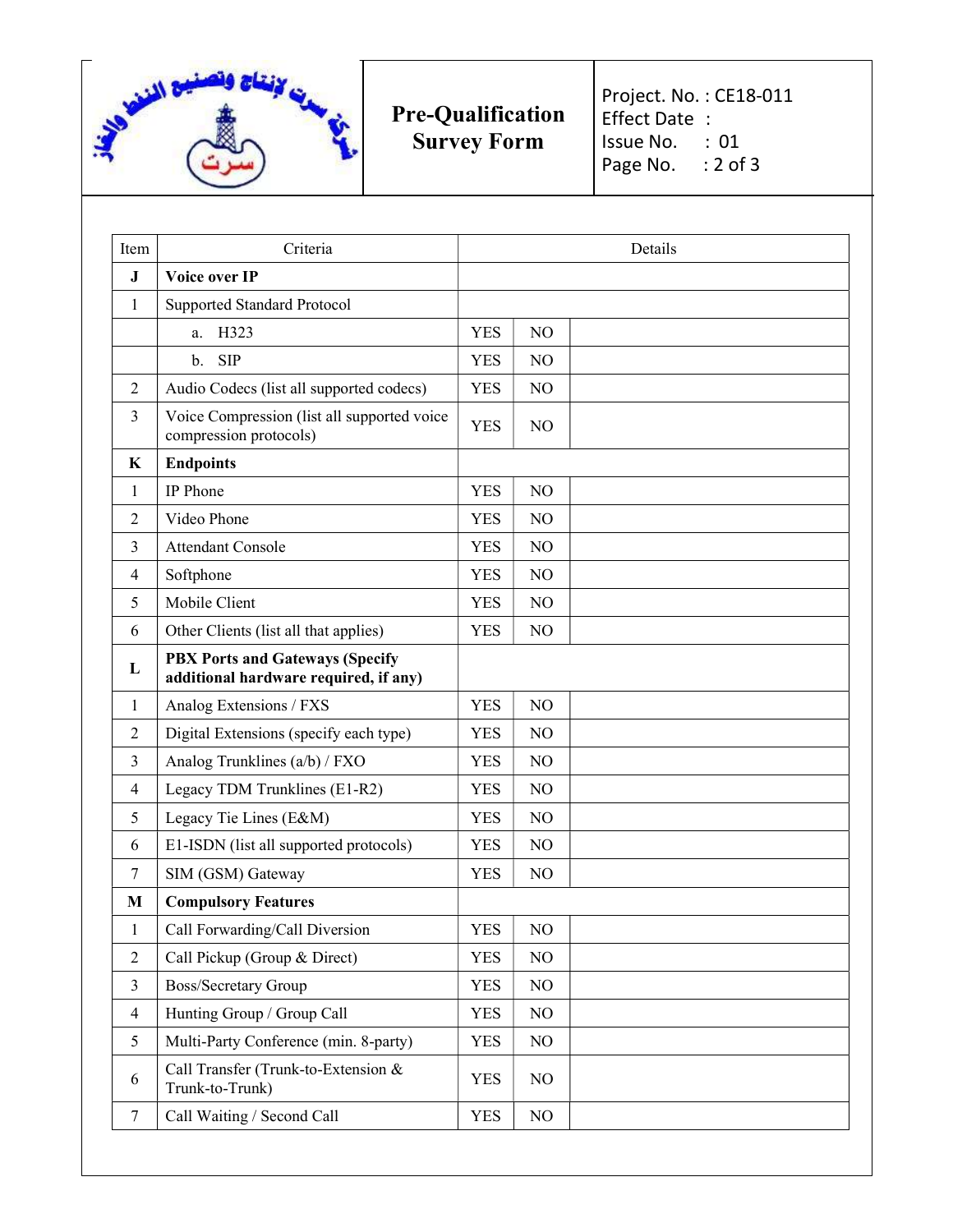| Item | Criteria | Details | | |
|---|---|---|---|---|
| **J** | **Voice over IP** | | | |
| 1 | Supported Standard Protocol | | | |
| | a. H323 | YES | NO | |
| | b. SIP | YES | NO | |
| 2 | Audio Codecs (list all supported codecs) | YES | NO | |
| 3 | Voice Compression (list all supported voice compression protocols) | YES | NO | |
| **K** | **Endpoints** | | | |
| 1 | IP Phone | YES | NO | |
| 2 | Video Phone | YES | NO | |
| 3 | Attendant Console | YES | NO | |
| 4 | Softphone | YES | NO | |
| 5 | Mobile Client | YES | NO | |
| 6 | Other Clients (list all that applies) | YES | NO | |
| **L** | **PBX Ports and Gateways (Specify additional hardware required, if any)** | | | |
| 1 | Analog Extensions / FXS | YES | NO | |
| 2 | Digital Extensions (specify each type) | YES | NO | |
| 3 | Analog Trunklines (a/b) / FXO | YES | NO | |
| 4 | Legacy TDM Trunklines (E1-R2) | YES | NO | |
| 5 | Legacy Tie Lines (E&M) | YES | NO | |
| 6 | E1-ISDN (list all supported protocols) | YES | NO | |
| 7 | SIM (GSM) Gateway | YES | NO | |
| **M** | **Compulsory Features** | | | |
| 1 | Call Forwarding/Call Diversion | YES | NO | |
| 2 | Call Pickup (Group & Direct) | YES | NO | |
| 3 | Boss/Secretary Group | YES | NO | |
| 4 | Hunting Group / Group Call | YES | NO | |
| 5 | Multi-Party Conference (min. 8-party) | YES | NO | |
| 6 | Call Transfer (Trunk-to-Extension & Trunk-to-Trunk) | YES | NO | |
| 7 | Call Waiting / Second Call | YES | NO | |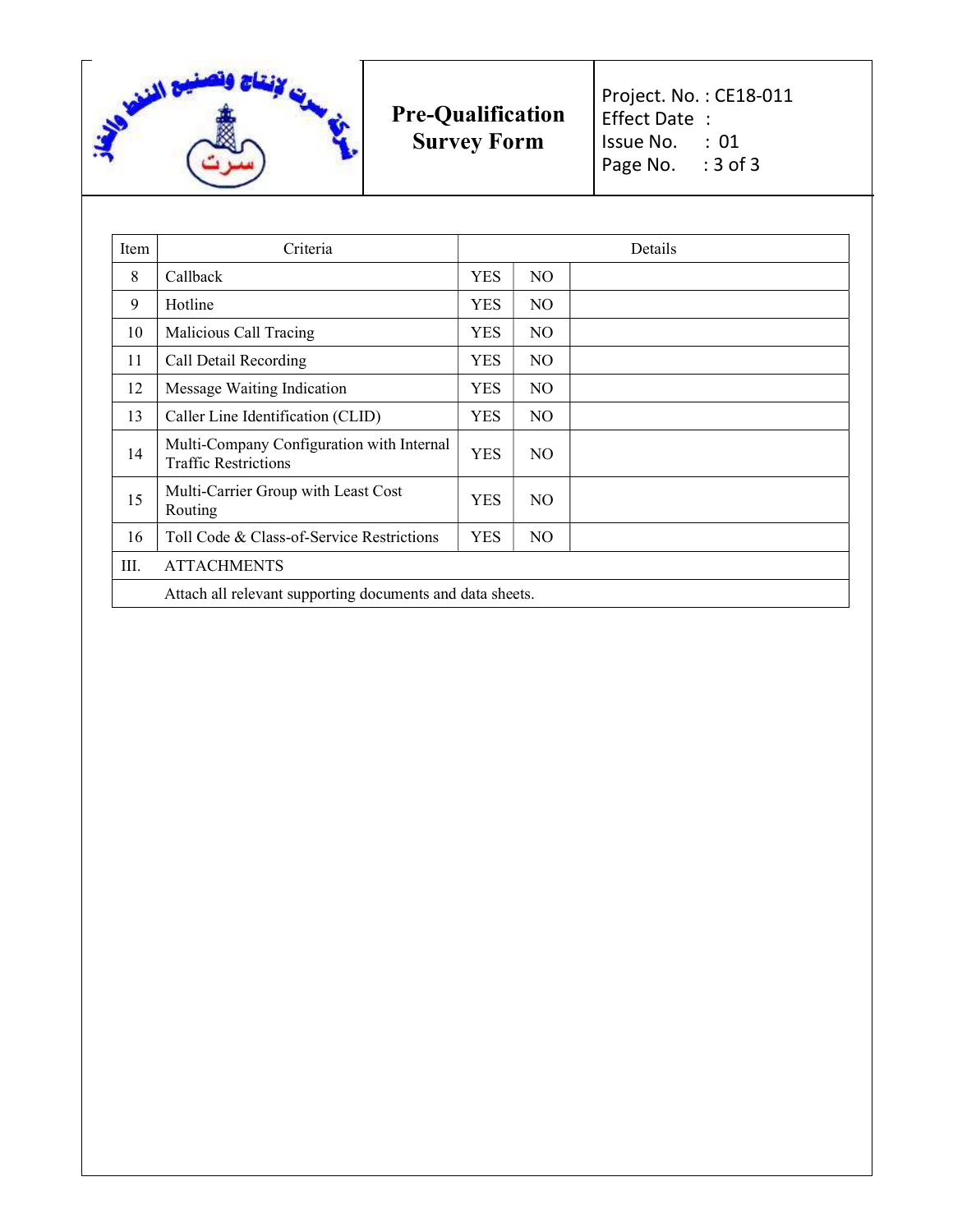| Item | Criteria | Details | | |
| --- | --- | --- | --- | --- |
| 8 | Callback | YES | NO | |
| 9 | Hotline | YES | NO | |
| 10 | Malicious Call Tracing | YES | NO | |
| 11 | Call Detail Recording | YES | NO | |
| 12 | Message Waiting Indication | YES | NO | |
| 13 | Caller Line Identification (CLID) | YES | NO | |
| 14 | Multi-Company Configuration with Internal Traffic Restrictions | YES | NO | |
| 15 | Multi-Carrier Group with Least Cost Routing | YES | NO | |
| 16 | Toll Code & Class-of-Service Restrictions | YES | NO | |
| III. | ATTACHMENTS | | | |
| | Attach all relevant supporting documents and data sheets. | | | |